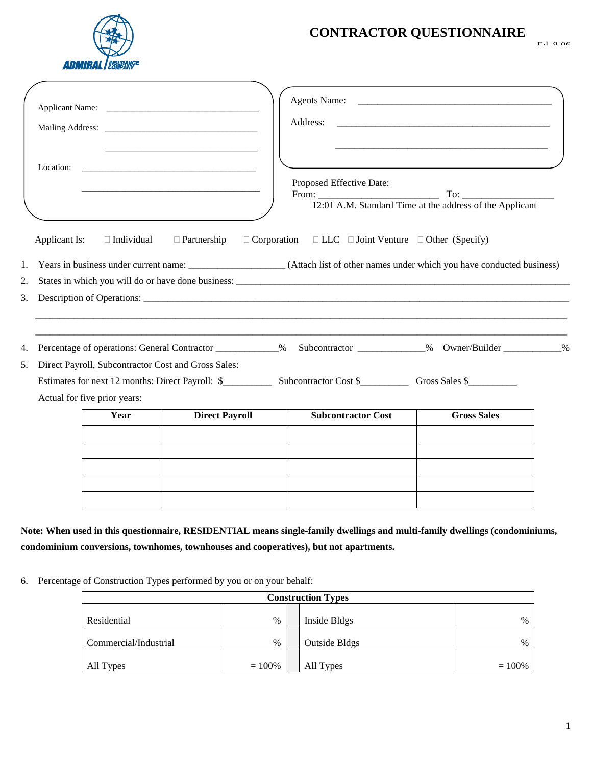ADMIRAL INSURANCE COMPANY

# CONTRACTOR QUESTIONNAIRE

Ed. 8.06

Applicant Name: ________________________________

Mailing Address: ________________________________

________________________________

Location: ________________________________

________________________________

Agents Name: ________________________________

Address: ________________________________

________________________________

Proposed Effective Date:
From: ________________________ To: __________________
12:01 A.M. Standard Time at the address of the Applicant

Applicant Is: ☐ Individual ☐ Partnership ☐ Corporation ☐ LLC ☐ Joint Venture ☐ Other (Specify)

1. Years in business under current name: ___________________ (Attach list of other names under which you have conducted business)
2. States in which you will do or have done business: ________________________________
3. Description of Operations: ________________________________

________________________________

________________________________

4. Percentage of operations: General Contractor ____________% Subcontractor _____________% Owner/Builder ___________%
5. Direct Payroll, Subcontractor Cost and Gross Sales:

   Estimates for next 12 months: Direct Payroll: $_________ Subcontractor Cost $_________ Gross Sales $_________

   Actual for five prior years:

| Year | Direct Payroll | Subcontractor Cost | Gross Sales |
|---|---|---|---|
| | | | |
| | | | |
| | | | |
| | | | |
| | | | |

**Note: When used in this questionnaire, RESIDENTIAL means single-family dwellings and multi-family dwellings (condominiums, condominium conversions, townhomes, townhouses and cooperatives), but not apartments.**

6. Percentage of Construction Types performed by you or on your behalf:

| Construction Types | | | |
|---|---|---|---|
| Residential | % | Inside Bldgs | % |
| Commercial/Industrial | % | Outside Bldgs | % |
| All Types | = 100% | All Types | = 100% |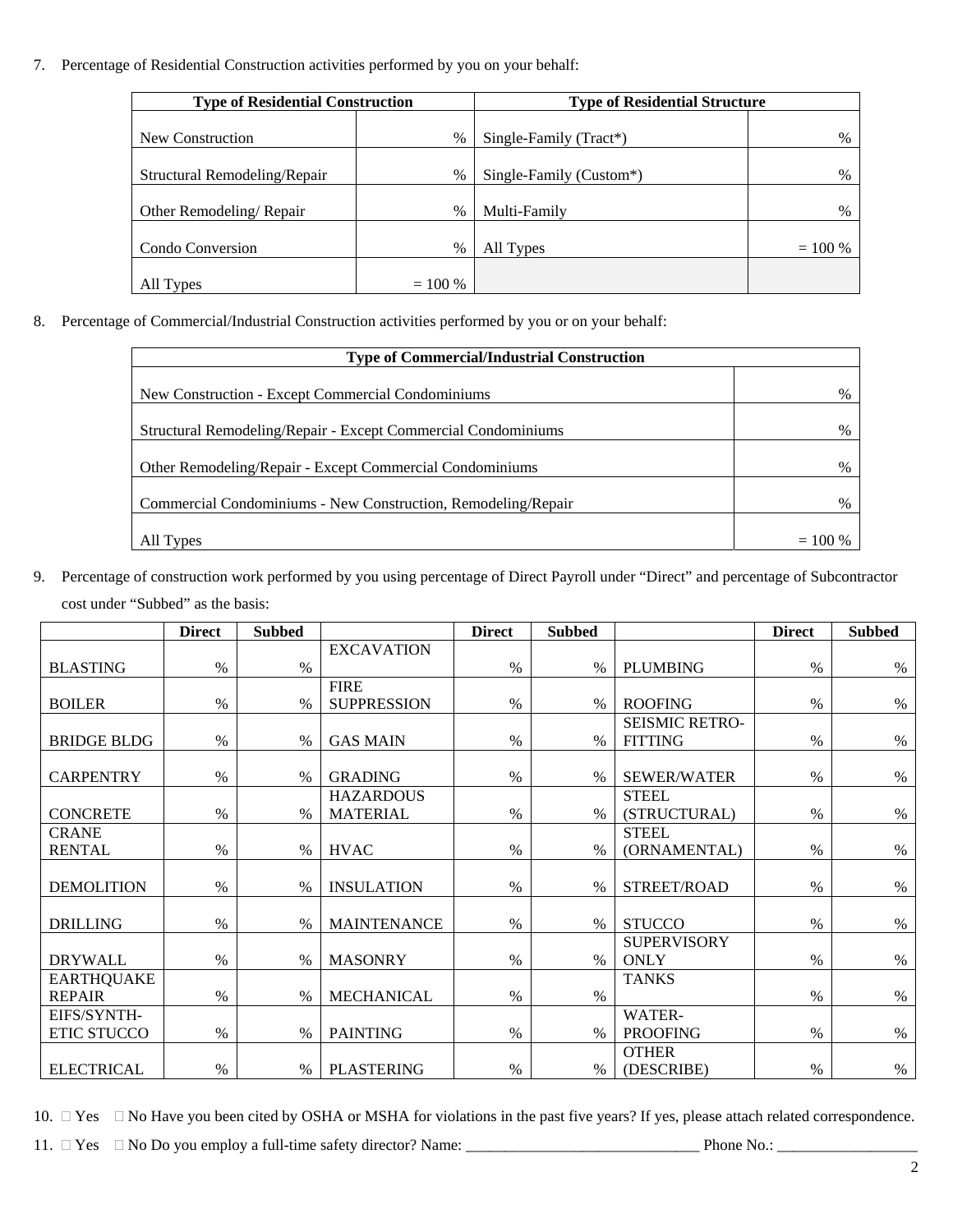7. Percentage of Residential Construction activities performed by you on your behalf:

| Type of Residential Construction | | Type of Residential Structure | |
|---|---|---|---|
| New Construction | % | Single-Family (Tract*) | % |
| Structural Remodeling/Repair | % | Single-Family (Custom*) | % |
| Other Remodeling/ Repair | % | Multi-Family | % |
| Condo Conversion | % | All Types | = 100 % |
| All Types | = 100 % | | |

8. Percentage of Commercial/Industrial Construction activities performed by you or on your behalf:

| Type of Commercial/Industrial Construction | |
|---|---|
| New Construction - Except Commercial Condominiums | % |
| Structural Remodeling/Repair - Except Commercial Condominiums | % |
| Other Remodeling/Repair - Except Commercial Condominiums | % |
| Commercial Condominiums - New Construction, Remodeling/Repair | % |
| All Types | = 100 % |

9. Percentage of construction work performed by you using percentage of Direct Payroll under "Direct" and percentage of Subcontractor cost under "Subbed" as the basis:

| | Direct | Subbed | | Direct | Subbed | | Direct | Subbed |
|---|---|---|---|---|---|---|---|---|
| BLASTING | % | % | EXCAVATION | % | % | PLUMBING | % | % |
| BOILER | % | % | FIRE SUPPRESSION | % | % | ROOFING | % | % |
| BRIDGE BLDG | % | % | GAS MAIN | % | % | SEISMIC RETRO-FITTING | % | % |
| CARPENTRY | % | % | GRADING | % | % | SEWER/WATER | % | % |
| CONCRETE | % | % | HAZARDOUS MATERIAL | % | % | STEEL (STRUCTURAL) | % | % |
| CRANE RENTAL | % | % | HVAC | % | % | STEEL (ORNAMENTAL) | % | % |
| DEMOLITION | % | % | INSULATION | % | % | STREET/ROAD | % | % |
| DRILLING | % | % | MAINTENANCE | % | % | STUCCO | % | % |
| DRYWALL | % | % | MASONRY | % | % | SUPERVISORY ONLY | % | % |
| EARTHQUAKE REPAIR | % | % | MECHANICAL | % | % | TANKS | % | % |
| EIFS/SYNTH-ETIC STUCCO | % | % | PAINTING | % | % | WATER-PROOFING | % | % |
| ELECTRICAL | % | % | PLASTERING | % | % | OTHER (DESCRIBE) | % | % |

10. ☐ Yes ☐ No Have you been cited by OSHA or MSHA for violations in the past five years? If yes, please attach related correspondence.

11. ☐ Yes ☐ No Do you employ a full-time safety director? Name: _______________________________ Phone No.: __________________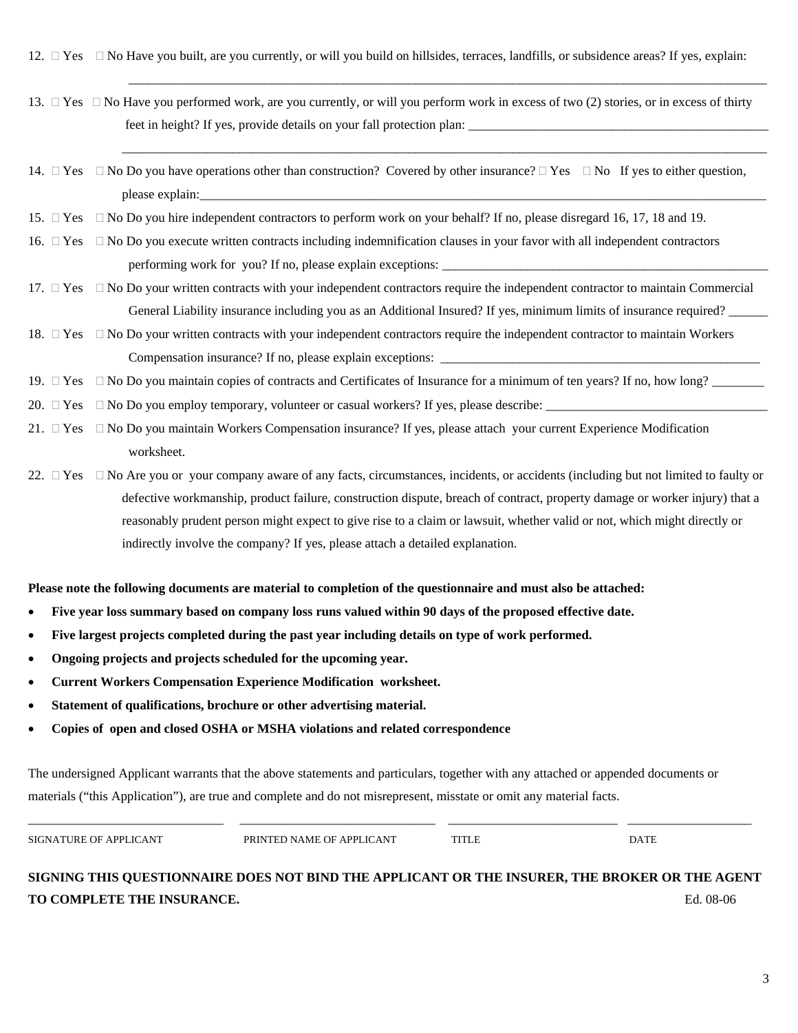12. ☐ Yes ☐ No Have you built, are you currently, or will you build on hillsides, terraces, landfills, or subsidence areas? If yes, explain: \_\_\_\_\_\_\_\_\_\_\_\_\_\_\_\_\_\_\_\_\_\_\_\_\_\_\_\_\_\_\_\_\_\_\_\_\_\_\_\_\_\_\_\_\_\_\_\_\_\_\_\_\_\_\_\_\_\_\_\_\_\_\_\_\_\_\_\_\_\_\_\_\_\_\_\_\_\_\_\_\_\_\_\_\_\_\_\_\_\_\_\_\_\_\_\_

13. ☐ Yes ☐ No Have you performed work, are you currently, or will you perform work in excess of two (2) stories, or in excess of thirty feet in height? If yes, provide details on your fall protection plan: \_\_\_\_\_\_\_\_\_\_\_\_\_\_\_\_\_\_\_\_\_\_\_\_\_\_\_\_\_\_\_\_\_\_\_\_\_\_\_\_\_\_\_\_\_\_\_\_

    \_\_\_\_\_\_\_\_\_\_\_\_\_\_\_\_\_\_\_\_\_\_\_\_\_\_\_\_\_\_\_\_\_\_\_\_\_\_\_\_\_\_\_\_\_\_\_\_\_\_\_\_\_\_\_\_\_\_\_\_\_\_\_\_\_\_\_\_\_\_\_\_\_\_\_\_\_\_\_\_\_\_\_\_\_\_\_\_\_\_\_\_\_\_\_\_

14. ☐ Yes ☐ No Do you have operations other than construction? Covered by other insurance? ☐ Yes ☐ No If yes to either question, please explain:\_\_\_\_\_\_\_\_\_\_\_\_\_\_\_\_\_\_\_\_\_\_\_\_\_\_\_\_\_\_\_\_\_\_\_\_\_\_\_\_\_\_\_\_\_\_\_\_\_\_\_\_\_\_\_\_\_\_\_\_\_\_\_\_\_\_\_\_\_\_\_\_\_\_\_\_\_\_\_\_\_\_\_\_\_\_

15. ☐ Yes ☐ No Do you hire independent contractors to perform work on your behalf? If no, please disregard 16, 17, 18 and 19.

16. ☐ Yes ☐ No Do you execute written contracts including indemnification clauses in your favor with all independent contractors performing work for you? If no, please explain exceptions: \_\_\_\_\_\_\_\_\_\_\_\_\_\_\_\_\_\_\_\_\_\_\_\_\_\_\_\_\_\_\_\_\_\_\_\_\_\_\_\_\_\_\_\_\_\_\_\_\_\_\_\_\_

17. ☐ Yes ☐ No Do your written contracts with your independent contractors require the independent contractor to maintain Commercial General Liability insurance including you as an Additional Insured? If yes, minimum limits of insurance required? \_\_\_\_\_\_

18. ☐ Yes ☐ No Do your written contracts with your independent contractors require the independent contractor to maintain Workers Compensation insurance? If no, please explain exceptions: \_\_\_\_\_\_\_\_\_\_\_\_\_\_\_\_\_\_\_\_\_\_\_\_\_\_\_\_\_\_\_\_\_\_\_\_\_\_\_\_\_\_\_\_\_\_\_\_\_\_\_

19. ☐ Yes ☐ No Do you maintain copies of contracts and Certificates of Insurance for a minimum of ten years? If no, how long? \_\_\_\_\_\_\_\_

20. ☐ Yes ☐ No Do you employ temporary, volunteer or casual workers? If yes, please describe: \_\_\_\_\_\_\_\_\_\_\_\_\_\_\_\_\_\_\_\_\_\_\_\_\_\_\_\_\_\_\_\_\_\_

21. ☐ Yes ☐ No Do you maintain Workers Compensation insurance? If yes, please attach your current Experience Modification worksheet.

22. ☐ Yes ☐ No Are you or your company aware of any facts, circumstances, incidents, or accidents (including but not limited to faulty or defective workmanship, product failure, construction dispute, breach of contract, property damage or worker injury) that a reasonably prudent person might expect to give rise to a claim or lawsuit, whether valid or not, which might directly or indirectly involve the company? If yes, please attach a detailed explanation.

**Please note the following documents are material to completion of the questionnaire and must also be attached:**

- **Five year loss summary based on company loss runs valued within 90 days of the proposed effective date.**
- **Five largest projects completed during the past year including details on type of work performed.**
- **Ongoing projects and projects scheduled for the upcoming year.**
- **Current Workers Compensation Experience Modification worksheet.**
- **Statement of qualifications, brochure or other advertising material.**
- **Copies of open and closed OSHA or MSHA violations and related correspondence**

The undersigned Applicant warrants that the above statements and particulars, together with any attached or appended documents or materials ("this Application"), are true and complete and do not misrepresent, misstate or omit any material facts.

| | | | |
|---|---|---|---|
| \_\_\_\_\_\_\_\_\_\_\_\_\_\_\_\_\_\_\_\_\_\_\_\_\_\_\_\_\_\_ | \_\_\_\_\_\_\_\_\_\_\_\_\_\_\_\_\_\_\_\_\_\_\_\_\_\_\_\_\_\_ | \_\_\_\_\_\_\_\_\_\_\_\_\_\_\_\_\_\_\_\_\_\_\_\_\_\_\_ | \_\_\_\_\_\_\_\_\_\_\_\_\_\_\_\_\_\_\_\_ |
| SIGNATURE OF APPLICANT | PRINTED NAME OF APPLICANT | TITLE | DATE |

**SIGNING THIS QUESTIONNAIRE DOES NOT BIND THE APPLICANT OR THE INSURER, THE BROKER OR THE AGENT TO COMPLETE THE INSURANCE.**

Ed. 08-06